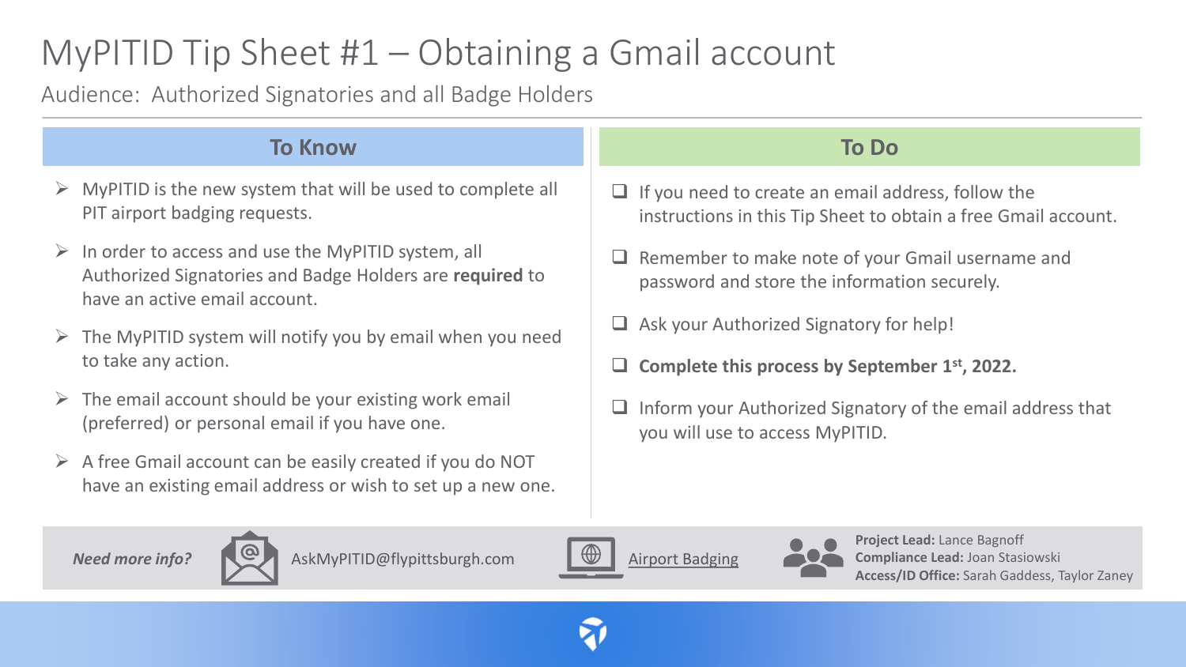# MyPITID Tip Sheet #1 – Obtaining a Gmail account

Audience: Authorized Signatories and all Badge Holders

## To Know

- MyPITID is the new system that will be used to complete all PIT airport badging requests.
- In order to access and use the MyPITID system, all Authorized Signatories and Badge Holders are **required** to have an active email account.
- The MyPITID system will notify you by email when you need to take any action.
- The email account should be your existing work email (preferred) or personal email if you have one.
- A free Gmail account can be easily created if you do NOT have an existing email address or wish to set up a new one.

## To Do

- [ ] If you need to create an email address, follow the instructions in this Tip Sheet to obtain a free Gmail account.
- [ ] Remember to make note of your Gmail username and password and store the information securely.
- [ ] Ask your Authorized Signatory for help!
- [ ] **Complete this process by September 1st, 2022.**
- [ ] Inform your Authorized Signatory of the email address that you will use to access MyPITID.

***Need more info?*** AskMyPITID@flypittsburgh.com | Airport Badging

**Project Lead:** Lance Bagnoff
**Compliance Lead:** Joan Stasiowski
**Access/ID Office:** Sarah Gaddess, Taylor Zaney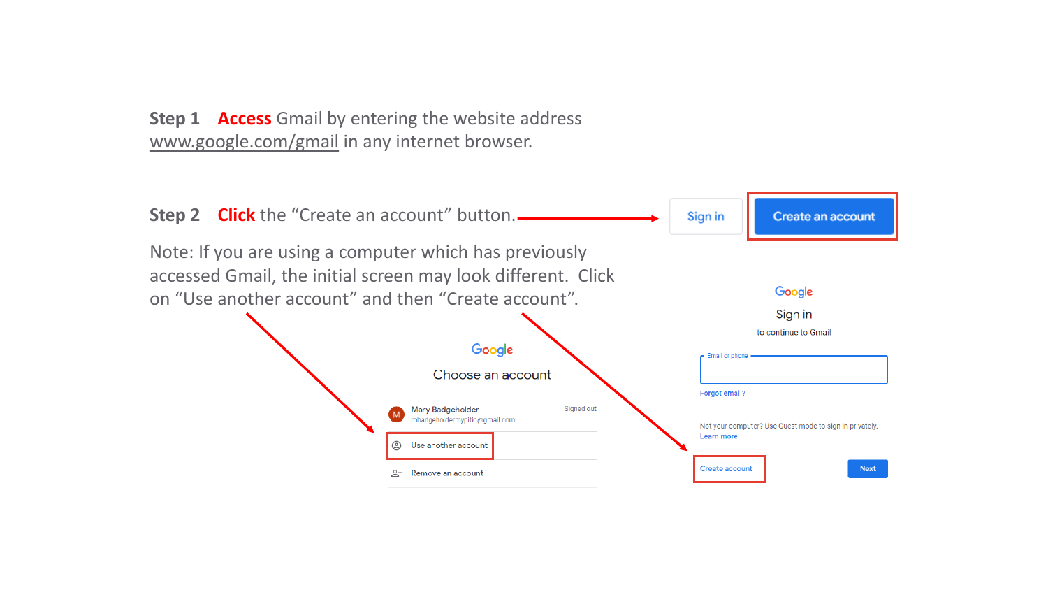**Step 1** **Access** Gmail by entering the website address www.google.com/gmail in any internet browser.

**Step 2** **Click** the “Create an account” button.

Sign in | Create an account

Note: If you are using a computer which has previously accessed Gmail, the initial screen may look different. Click on “Use another account” and then “Create account”.

Google

Choose an account

Mary Badgeholder
mbadgeholdermypltld@gmail.com
Signed out

Use another account

Remove an account

Google

Sign in

to continue to Gmail

Email or phone

Forgot email?

Not your computer? Use Guest mode to sign in privately.
Learn more

Create account

Next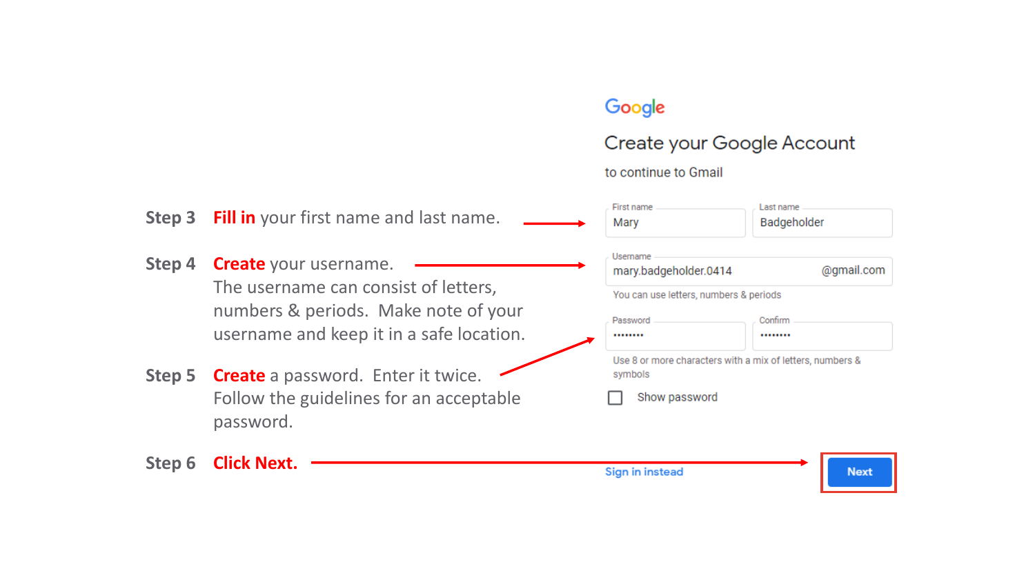**Step 3** **Fill in** your first name and last name.

**Step 4** **Create** your username.
The username can consist of letters, numbers & periods. Make note of your username and keep it in a safe location.

**Step 5** **Create** a password. Enter it twice.
Follow the guidelines for an acceptable password.

**Step 6** **Click Next.**

Google

Create your Google Account

to continue to Gmail

First name: Mary

Last name: Badgeholder

Username: mary.badgeholder.0414 @gmail.com

You can use letters, numbers & periods

Password: ••••••••

Confirm: ••••••••

Use 8 or more characters with a mix of letters, numbers & symbols

Show password

Sign in instead

Next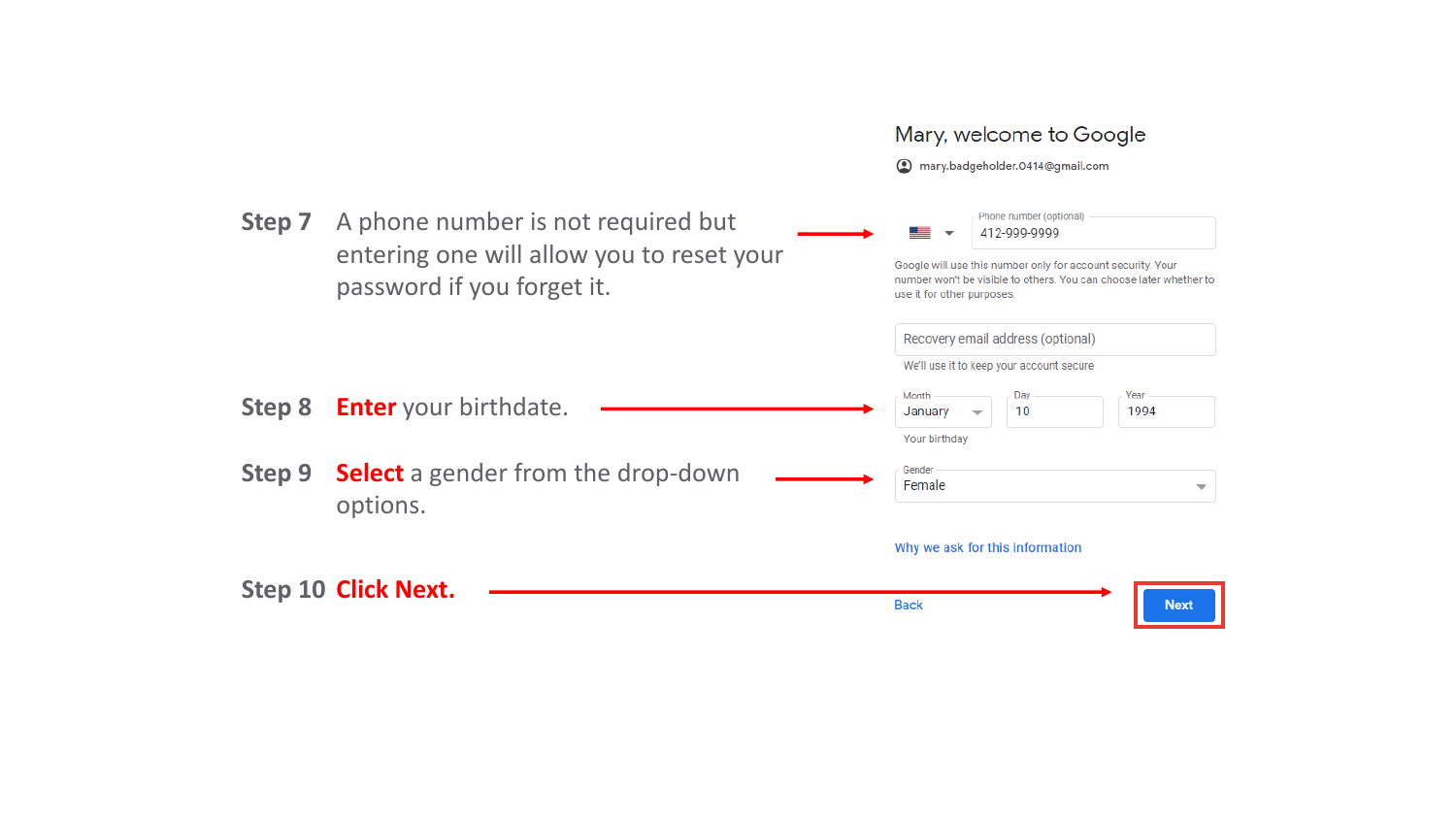**Step 7** A phone number is not required but entering one will allow you to reset your password if you forget it.

**Step 8** **Enter** your birthdate.

**Step 9** **Select** a gender from the drop-down options.

**Step 10** **Click Next.**

Mary, welcome to Google

mary.badgeholder.0414@gmail.com

Phone number (optional)
412-999-9999

Google will use this number only for account security. Your number won't be visible to others. You can choose later whether to use it for other purposes.

Recovery email address (optional)

We'll use it to keep your account secure

Month: January | Day: 10 | Year: 1994

Your birthday

Gender: Female

Why we ask for this information

Back

Next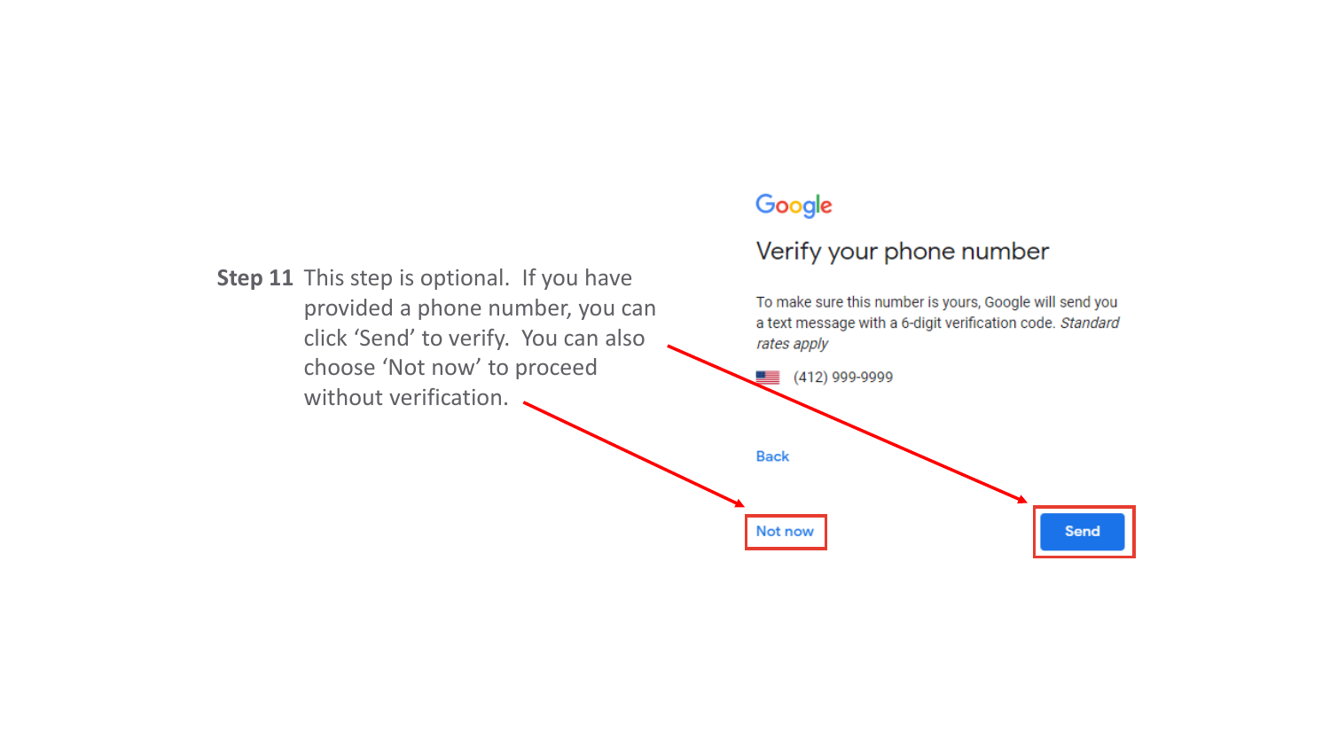**Step 11** This step is optional. If you have provided a phone number, you can click 'Send' to verify. You can also choose 'Not now' to proceed without verification.

Google

## Verify your phone number

To make sure this number is yours, Google will send you a text message with a 6-digit verification code. *Standard rates apply*

(412) 999-9999

Back

Not now

Send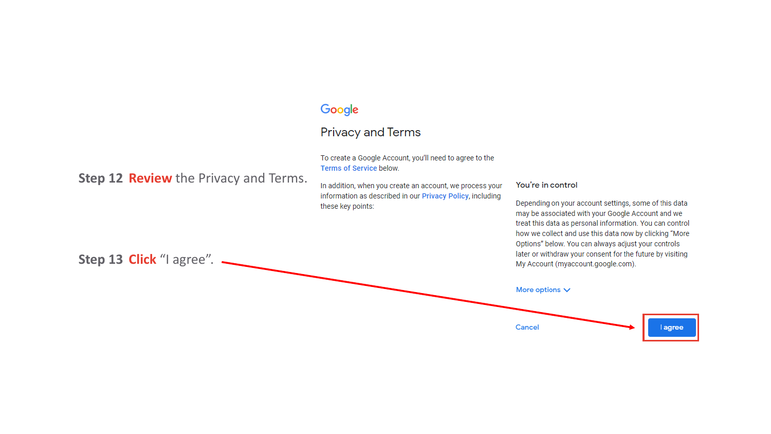**Step 12** **Review** the Privacy and Terms.

**Step 13** **Click** “I agree”.

Google

## Privacy and Terms

To create a Google Account, you'll need to agree to the Terms of Service below.

In addition, when you create an account, we process your information as described in our Privacy Policy, including these key points:

**You're in control**

Depending on your account settings, some of this data may be associated with your Google Account and we treat this data as personal information. You can control how we collect and use this data now by clicking “More Options” below. You can always adjust your controls later or withdraw your consent for the future by visiting My Account (myaccount.google.com).

More options

Cancel

I agree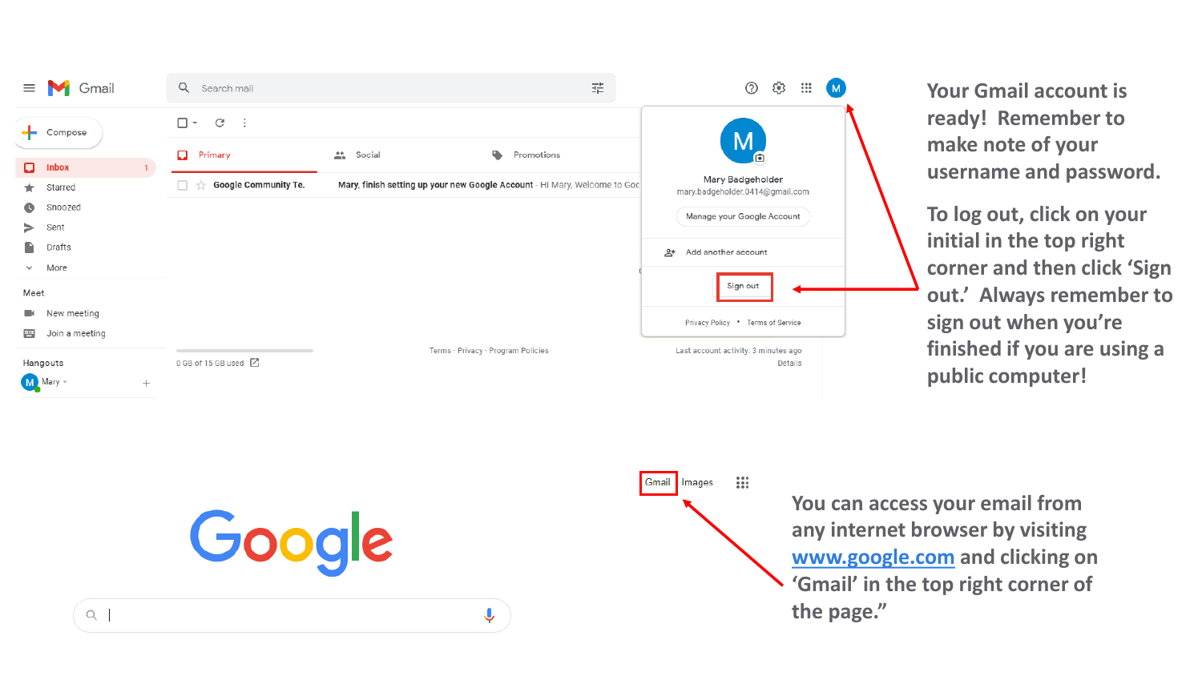Your Gmail account is ready! Remember to make note of your username and password.

To log out, click on your initial in the top right corner and then click 'Sign out.' Always remember to sign out when you're finished if you are using a public computer!

You can access your email from any internet browser by visiting [www.google.com](http://www.google.com) and clicking on 'Gmail' in the top right corner of the page."